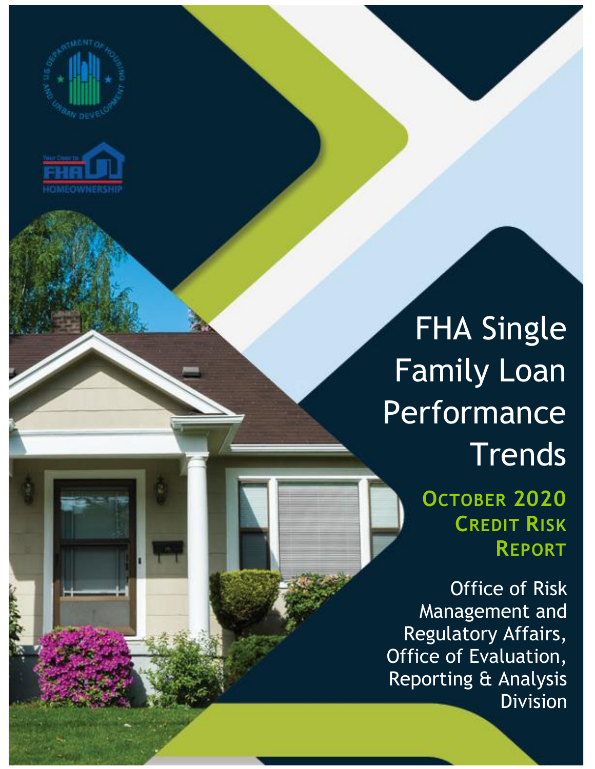# FHA Single Family Loan Performance Trends

## October 2020 Credit Risk Report

Office of Risk Management and Regulatory Affairs, Office of Evaluation, Reporting & Analysis Division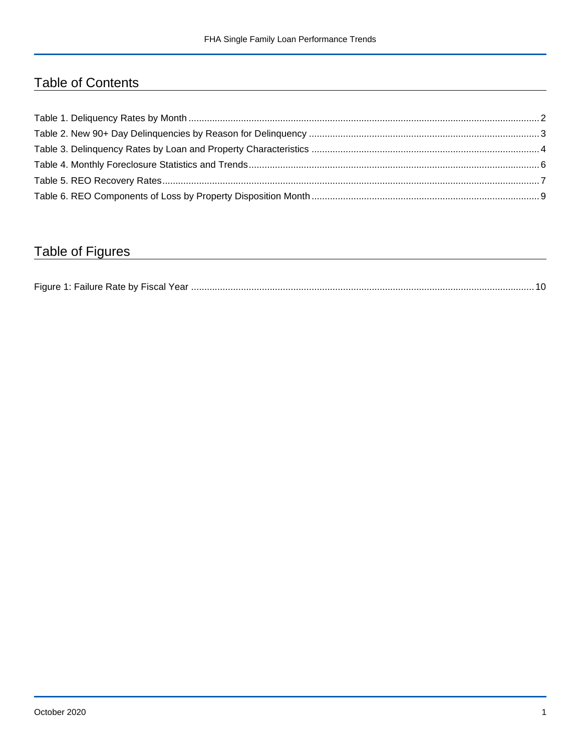# Table of Contents

Table 1. Deliquency Rates by Month ........................................................................................................................................ 2
Table 2. New 90+ Day Delinquencies by Reason for Delinquency ......................................................................................... 3
Table 3. Delinquency Rates by Loan and Property Characteristics ........................................................................................ 4
Table 4. Monthly Foreclosure Statistics and Trends ................................................................................................................ 6
Table 5. REO Recovery Rates ................................................................................................................................................. 7
Table 6. REO Components of Loss by Property Disposition Month ........................................................................................ 9

# Table of Figures

Figure 1: Failure Rate by Fiscal Year ..................................................................................................................................... 10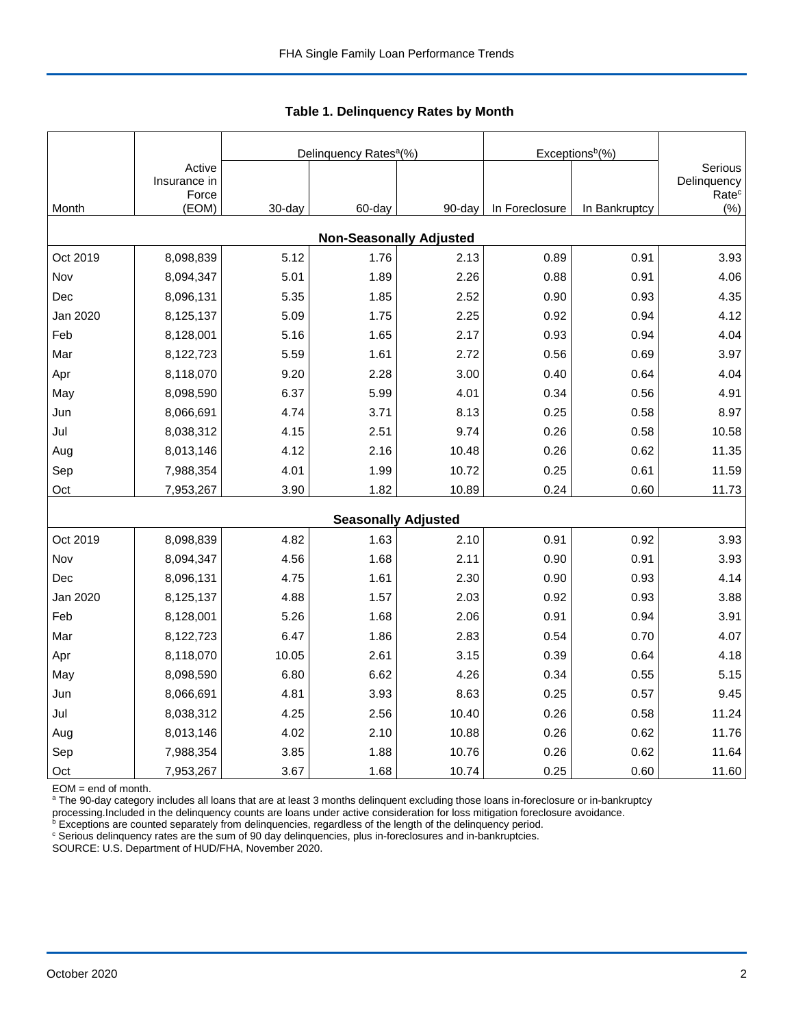## Table 1. Delinquency Rates by Month

| Month | Active Insurance in Force (EOM) | Delinquency Rates[a](%) | | | Exceptions[b](%) | | Serious Delinquency Rate[c] (%) |
|---|---|---|---|---|---|---|---|
| | | 30-day | 60-day | 90-day | In Foreclosure | In Bankruptcy | |
| **Non-Seasonally Adjusted** | | | | | | | |
| Oct 2019 | 8,098,839 | 5.12 | 1.76 | 2.13 | 0.89 | 0.91 | 3.93 |
| Nov | 8,094,347 | 5.01 | 1.89 | 2.26 | 0.88 | 0.91 | 4.06 |
| Dec | 8,096,131 | 5.35 | 1.85 | 2.52 | 0.90 | 0.93 | 4.35 |
| Jan 2020 | 8,125,137 | 5.09 | 1.75 | 2.25 | 0.92 | 0.94 | 4.12 |
| Feb | 8,128,001 | 5.16 | 1.65 | 2.17 | 0.93 | 0.94 | 4.04 |
| Mar | 8,122,723 | 5.59 | 1.61 | 2.72 | 0.56 | 0.69 | 3.97 |
| Apr | 8,118,070 | 9.20 | 2.28 | 3.00 | 0.40 | 0.64 | 4.04 |
| May | 8,098,590 | 6.37 | 5.99 | 4.01 | 0.34 | 0.56 | 4.91 |
| Jun | 8,066,691 | 4.74 | 3.71 | 8.13 | 0.25 | 0.58 | 8.97 |
| Jul | 8,038,312 | 4.15 | 2.51 | 9.74 | 0.26 | 0.58 | 10.58 |
| Aug | 8,013,146 | 4.12 | 2.16 | 10.48 | 0.26 | 0.62 | 11.35 |
| Sep | 7,988,354 | 4.01 | 1.99 | 10.72 | 0.25 | 0.61 | 11.59 |
| Oct | 7,953,267 | 3.90 | 1.82 | 10.89 | 0.24 | 0.60 | 11.73 |
| **Seasonally Adjusted** | | | | | | | |
| Oct 2019 | 8,098,839 | 4.82 | 1.63 | 2.10 | 0.91 | 0.92 | 3.93 |
| Nov | 8,094,347 | 4.56 | 1.68 | 2.11 | 0.90 | 0.91 | 3.93 |
| Dec | 8,096,131 | 4.75 | 1.61 | 2.30 | 0.90 | 0.93 | 4.14 |
| Jan 2020 | 8,125,137 | 4.88 | 1.57 | 2.03 | 0.92 | 0.93 | 3.88 |
| Feb | 8,128,001 | 5.26 | 1.68 | 2.06 | 0.91 | 0.94 | 3.91 |
| Mar | 8,122,723 | 6.47 | 1.86 | 2.83 | 0.54 | 0.70 | 4.07 |
| Apr | 8,118,070 | 10.05 | 2.61 | 3.15 | 0.39 | 0.64 | 4.18 |
| May | 8,098,590 | 6.80 | 6.62 | 4.26 | 0.34 | 0.55 | 5.15 |
| Jun | 8,066,691 | 4.81 | 3.93 | 8.63 | 0.25 | 0.57 | 9.45 |
| Jul | 8,038,312 | 4.25 | 2.56 | 10.40 | 0.26 | 0.58 | 11.24 |
| Aug | 8,013,146 | 4.02 | 2.10 | 10.88 | 0.26 | 0.62 | 11.76 |
| Sep | 7,988,354 | 3.85 | 1.88 | 10.76 | 0.26 | 0.62 | 11.64 |
| Oct | 7,953,267 | 3.67 | 1.68 | 10.74 | 0.25 | 0.60 | 11.60 |

EOM = end of month.

[a] The 90-day category includes all loans that are at least 3 months delinquent excluding those loans in-foreclosure or in-bankruptcy processing.Included in the delinquency counts are loans under active consideration for loss mitigation foreclosure avoidance.

[b] Exceptions are counted separately from delinquencies, regardless of the length of the delinquency period.

[c] Serious delinquency rates are the sum of 90 day delinquencies, plus in-foreclosures and in-bankruptcies.

SOURCE: U.S. Department of HUD/FHA, November 2020.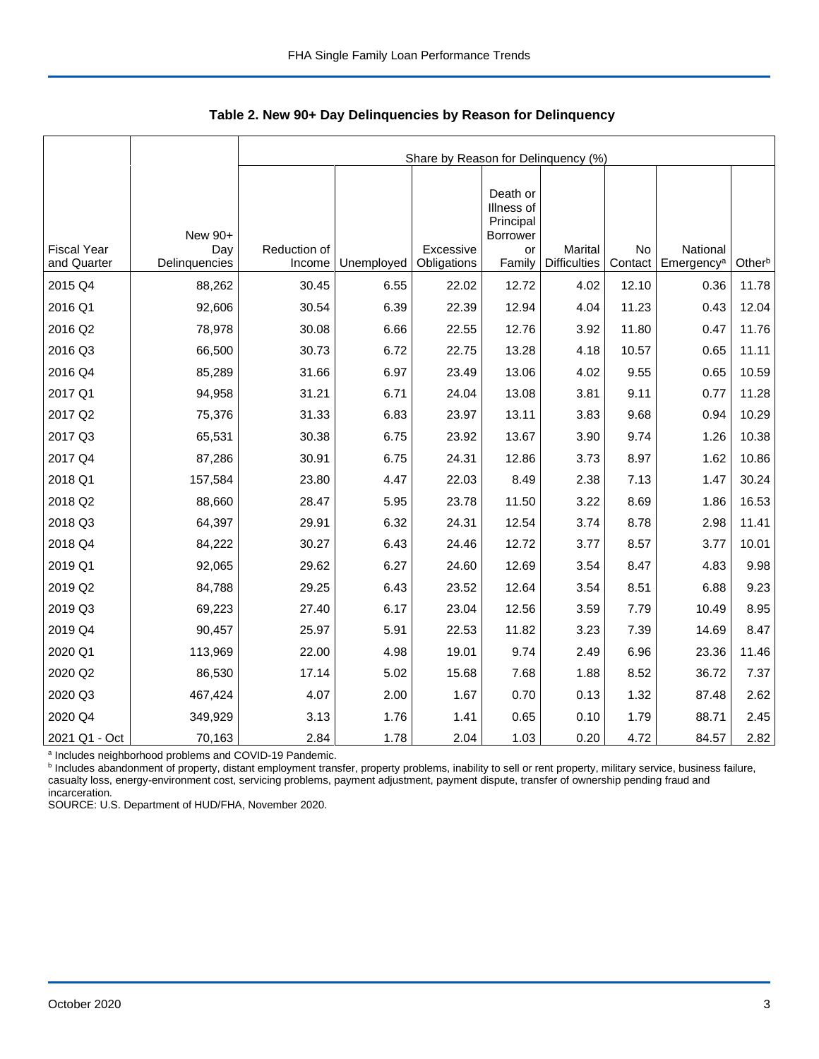**Table 2. New 90+ Day Delinquencies by Reason for Delinquency**

| | | Share by Reason for Delinquency (%) | | | | | | | |
|---|---|---|---|---|---|---|---|---|---|
| Fiscal Year and Quarter | New 90+ Day Delinquencies | Reduction of Income | Unemployed | Excessive Obligations | Death or Illness of Principal Borrower or Family | Marital Difficulties | No Contact | National Emergency[a] | Other[b] |
| 2015 Q4 | 88,262 | 30.45 | 6.55 | 22.02 | 12.72 | 4.02 | 12.10 | 0.36 | 11.78 |
| 2016 Q1 | 92,606 | 30.54 | 6.39 | 22.39 | 12.94 | 4.04 | 11.23 | 0.43 | 12.04 |
| 2016 Q2 | 78,978 | 30.08 | 6.66 | 22.55 | 12.76 | 3.92 | 11.80 | 0.47 | 11.76 |
| 2016 Q3 | 66,500 | 30.73 | 6.72 | 22.75 | 13.28 | 4.18 | 10.57 | 0.65 | 11.11 |
| 2016 Q4 | 85,289 | 31.66 | 6.97 | 23.49 | 13.06 | 4.02 | 9.55 | 0.65 | 10.59 |
| 2017 Q1 | 94,958 | 31.21 | 6.71 | 24.04 | 13.08 | 3.81 | 9.11 | 0.77 | 11.28 |
| 2017 Q2 | 75,376 | 31.33 | 6.83 | 23.97 | 13.11 | 3.83 | 9.68 | 0.94 | 10.29 |
| 2017 Q3 | 65,531 | 30.38 | 6.75 | 23.92 | 13.67 | 3.90 | 9.74 | 1.26 | 10.38 |
| 2017 Q4 | 87,286 | 30.91 | 6.75 | 24.31 | 12.86 | 3.73 | 8.97 | 1.62 | 10.86 |
| 2018 Q1 | 157,584 | 23.80 | 4.47 | 22.03 | 8.49 | 2.38 | 7.13 | 1.47 | 30.24 |
| 2018 Q2 | 88,660 | 28.47 | 5.95 | 23.78 | 11.50 | 3.22 | 8.69 | 1.86 | 16.53 |
| 2018 Q3 | 64,397 | 29.91 | 6.32 | 24.31 | 12.54 | 3.74 | 8.78 | 2.98 | 11.41 |
| 2018 Q4 | 84,222 | 30.27 | 6.43 | 24.46 | 12.72 | 3.77 | 8.57 | 3.77 | 10.01 |
| 2019 Q1 | 92,065 | 29.62 | 6.27 | 24.60 | 12.69 | 3.54 | 8.47 | 4.83 | 9.98 |
| 2019 Q2 | 84,788 | 29.25 | 6.43 | 23.52 | 12.64 | 3.54 | 8.51 | 6.88 | 9.23 |
| 2019 Q3 | 69,223 | 27.40 | 6.17 | 23.04 | 12.56 | 3.59 | 7.79 | 10.49 | 8.95 |
| 2019 Q4 | 90,457 | 25.97 | 5.91 | 22.53 | 11.82 | 3.23 | 7.39 | 14.69 | 8.47 |
| 2020 Q1 | 113,969 | 22.00 | 4.98 | 19.01 | 9.74 | 2.49 | 6.96 | 23.36 | 11.46 |
| 2020 Q2 | 86,530 | 17.14 | 5.02 | 15.68 | 7.68 | 1.88 | 8.52 | 36.72 | 7.37 |
| 2020 Q3 | 467,424 | 4.07 | 2.00 | 1.67 | 0.70 | 0.13 | 1.32 | 87.48 | 2.62 |
| 2020 Q4 | 349,929 | 3.13 | 1.76 | 1.41 | 0.65 | 0.10 | 1.79 | 88.71 | 2.45 |
| 2021 Q1 - Oct | 70,163 | 2.84 | 1.78 | 2.04 | 1.03 | 0.20 | 4.72 | 84.57 | 2.82 |

[a] Includes neighborhood problems and COVID-19 Pandemic.
[b] Includes abandonment of property, distant employment transfer, property problems, inability to sell or rent property, military service, business failure, casualty loss, energy-environment cost, servicing problems, payment adjustment, payment dispute, transfer of ownership pending fraud and incarceration.
SOURCE: U.S. Department of HUD/FHA, November 2020.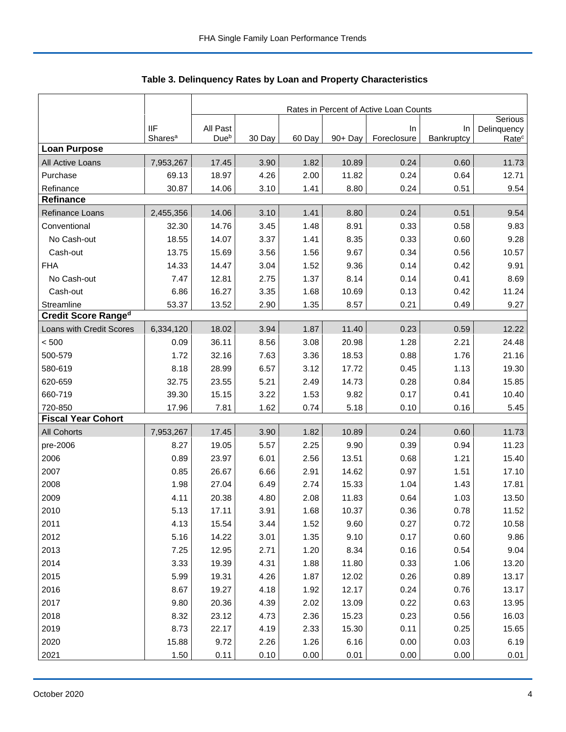## Table 3. Delinquency Rates by Loan and Property Characteristics

| | | Rates in Percent of Active Loan Counts | | | | | | |
|---|---|---|---|---|---|---|---|---|
| | IIF Shares[a] | All Past Due[b] | 30 Day | 60 Day | 90+ Day | In Foreclosure | In Bankruptcy | Serious Delinquency Rate[c] |
| **Loan Purpose** | | | | | | | | |
| All Active Loans | 7,953,267 | 17.45 | 3.90 | 1.82 | 10.89 | 0.24 | 0.60 | 11.73 |
| Purchase | 69.13 | 18.97 | 4.26 | 2.00 | 11.82 | 0.24 | 0.64 | 12.71 |
| Refinance | 30.87 | 14.06 | 3.10 | 1.41 | 8.80 | 0.24 | 0.51 | 9.54 |
| **Refinance** | | | | | | | | |
| Refinance Loans | 2,455,356 | 14.06 | 3.10 | 1.41 | 8.80 | 0.24 | 0.51 | 9.54 |
| Conventional | 32.30 | 14.76 | 3.45 | 1.48 | 8.91 | 0.33 | 0.58 | 9.83 |
| No Cash-out | 18.55 | 14.07 | 3.37 | 1.41 | 8.35 | 0.33 | 0.60 | 9.28 |
| Cash-out | 13.75 | 15.69 | 3.56 | 1.56 | 9.67 | 0.34 | 0.56 | 10.57 |
| FHA | 14.33 | 14.47 | 3.04 | 1.52 | 9.36 | 0.14 | 0.42 | 9.91 |
| No Cash-out | 7.47 | 12.81 | 2.75 | 1.37 | 8.14 | 0.14 | 0.41 | 8.69 |
| Cash-out | 6.86 | 16.27 | 3.35 | 1.68 | 10.69 | 0.13 | 0.42 | 11.24 |
| Streamline | 53.37 | 13.52 | 2.90 | 1.35 | 8.57 | 0.21 | 0.49 | 9.27 |
| **Credit Score Range[d]** | | | | | | | | |
| Loans with Credit Scores | 6,334,120 | 18.02 | 3.94 | 1.87 | 11.40 | 0.23 | 0.59 | 12.22 |
| < 500 | 0.09 | 36.11 | 8.56 | 3.08 | 20.98 | 1.28 | 2.21 | 24.48 |
| 500-579 | 1.72 | 32.16 | 7.63 | 3.36 | 18.53 | 0.88 | 1.76 | 21.16 |
| 580-619 | 8.18 | 28.99 | 6.57 | 3.12 | 17.72 | 0.45 | 1.13 | 19.30 |
| 620-659 | 32.75 | 23.55 | 5.21 | 2.49 | 14.73 | 0.28 | 0.84 | 15.85 |
| 660-719 | 39.30 | 15.15 | 3.22 | 1.53 | 9.82 | 0.17 | 0.41 | 10.40 |
| 720-850 | 17.96 | 7.81 | 1.62 | 0.74 | 5.18 | 0.10 | 0.16 | 5.45 |
| **Fiscal Year Cohort** | | | | | | | | |
| All Cohorts | 7,953,267 | 17.45 | 3.90 | 1.82 | 10.89 | 0.24 | 0.60 | 11.73 |
| pre-2006 | 8.27 | 19.05 | 5.57 | 2.25 | 9.90 | 0.39 | 0.94 | 11.23 |
| 2006 | 0.89 | 23.97 | 6.01 | 2.56 | 13.51 | 0.68 | 1.21 | 15.40 |
| 2007 | 0.85 | 26.67 | 6.66 | 2.91 | 14.62 | 0.97 | 1.51 | 17.10 |
| 2008 | 1.98 | 27.04 | 6.49 | 2.74 | 15.33 | 1.04 | 1.43 | 17.81 |
| 2009 | 4.11 | 20.38 | 4.80 | 2.08 | 11.83 | 0.64 | 1.03 | 13.50 |
| 2010 | 5.13 | 17.11 | 3.91 | 1.68 | 10.37 | 0.36 | 0.78 | 11.52 |
| 2011 | 4.13 | 15.54 | 3.44 | 1.52 | 9.60 | 0.27 | 0.72 | 10.58 |
| 2012 | 5.16 | 14.22 | 3.01 | 1.35 | 9.10 | 0.17 | 0.60 | 9.86 |
| 2013 | 7.25 | 12.95 | 2.71 | 1.20 | 8.34 | 0.16 | 0.54 | 9.04 |
| 2014 | 3.33 | 19.39 | 4.31 | 1.88 | 11.80 | 0.33 | 1.06 | 13.20 |
| 2015 | 5.99 | 19.31 | 4.26 | 1.87 | 12.02 | 0.26 | 0.89 | 13.17 |
| 2016 | 8.67 | 19.27 | 4.18 | 1.92 | 12.17 | 0.24 | 0.76 | 13.17 |
| 2017 | 9.80 | 20.36 | 4.39 | 2.02 | 13.09 | 0.22 | 0.63 | 13.95 |
| 2018 | 8.32 | 23.12 | 4.73 | 2.36 | 15.23 | 0.23 | 0.56 | 16.03 |
| 2019 | 8.73 | 22.17 | 4.19 | 2.33 | 15.30 | 0.11 | 0.25 | 15.65 |
| 2020 | 15.88 | 9.72 | 2.26 | 1.26 | 6.16 | 0.00 | 0.03 | 6.19 |
| 2021 | 1.50 | 0.11 | 0.10 | 0.00 | 0.01 | 0.00 | 0.00 | 0.01 |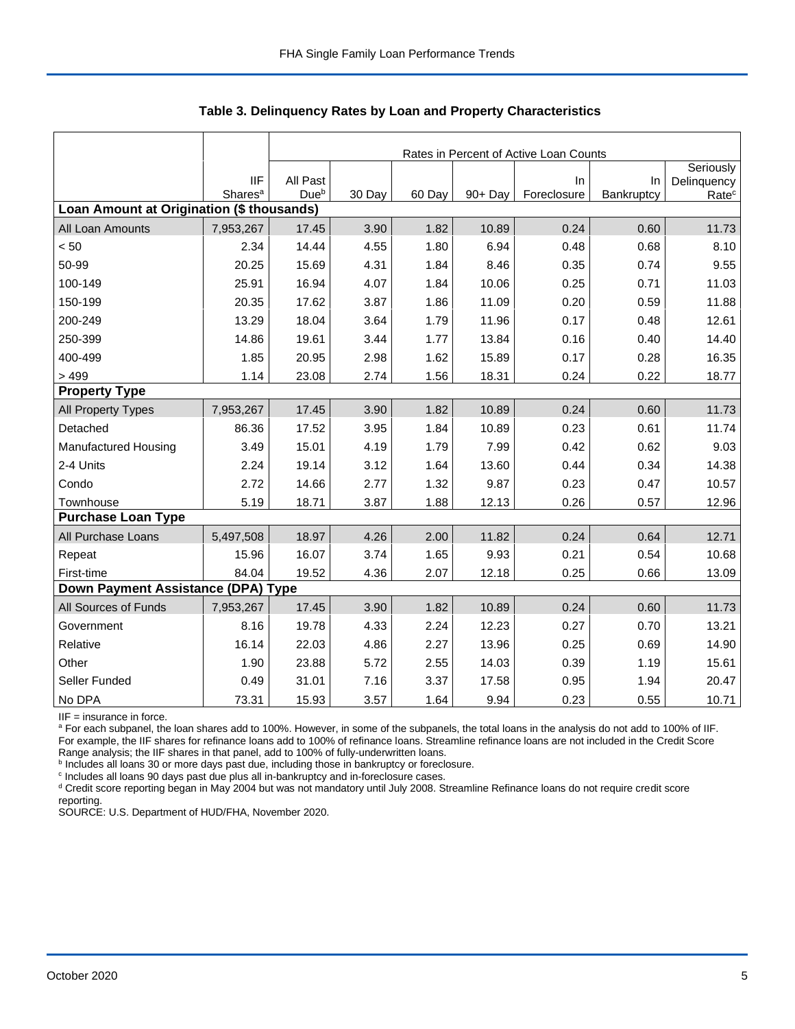**Table 3. Delinquency Rates by Loan and Property Characteristics**

| | IIF Shares[a] | Rates in Percent of Active Loan Counts | | | | | | |
|---|---|---|---|---|---|---|---|---|
| | | All Past Due[b] | 30 Day | 60 Day | 90+ Day | In Foreclosure | In Bankruptcy | Seriously Delinquency Rate[c] |
| **Loan Amount at Origination ($ thousands)** | | | | | | | | |
| All Loan Amounts | 7,953,267 | 17.45 | 3.90 | 1.82 | 10.89 | 0.24 | 0.60 | 11.73 |
| < 50 | 2.34 | 14.44 | 4.55 | 1.80 | 6.94 | 0.48 | 0.68 | 8.10 |
| 50-99 | 20.25 | 15.69 | 4.31 | 1.84 | 8.46 | 0.35 | 0.74 | 9.55 |
| 100-149 | 25.91 | 16.94 | 4.07 | 1.84 | 10.06 | 0.25 | 0.71 | 11.03 |
| 150-199 | 20.35 | 17.62 | 3.87 | 1.86 | 11.09 | 0.20 | 0.59 | 11.88 |
| 200-249 | 13.29 | 18.04 | 3.64 | 1.79 | 11.96 | 0.17 | 0.48 | 12.61 |
| 250-399 | 14.86 | 19.61 | 3.44 | 1.77 | 13.84 | 0.16 | 0.40 | 14.40 |
| 400-499 | 1.85 | 20.95 | 2.98 | 1.62 | 15.89 | 0.17 | 0.28 | 16.35 |
| > 499 | 1.14 | 23.08 | 2.74 | 1.56 | 18.31 | 0.24 | 0.22 | 18.77 |
| **Property Type** | | | | | | | | |
| All Property Types | 7,953,267 | 17.45 | 3.90 | 1.82 | 10.89 | 0.24 | 0.60 | 11.73 |
| Detached | 86.36 | 17.52 | 3.95 | 1.84 | 10.89 | 0.23 | 0.61 | 11.74 |
| Manufactured Housing | 3.49 | 15.01 | 4.19 | 1.79 | 7.99 | 0.42 | 0.62 | 9.03 |
| 2-4 Units | 2.24 | 19.14 | 3.12 | 1.64 | 13.60 | 0.44 | 0.34 | 14.38 |
| Condo | 2.72 | 14.66 | 2.77 | 1.32 | 9.87 | 0.23 | 0.47 | 10.57 |
| Townhouse | 5.19 | 18.71 | 3.87 | 1.88 | 12.13 | 0.26 | 0.57 | 12.96 |
| **Purchase Loan Type** | | | | | | | | |
| All Purchase Loans | 5,497,508 | 18.97 | 4.26 | 2.00 | 11.82 | 0.24 | 0.64 | 12.71 |
| Repeat | 15.96 | 16.07 | 3.74 | 1.65 | 9.93 | 0.21 | 0.54 | 10.68 |
| First-time | 84.04 | 19.52 | 4.36 | 2.07 | 12.18 | 0.25 | 0.66 | 13.09 |
| **Down Payment Assistance (DPA) Type** | | | | | | | | |
| All Sources of Funds | 7,953,267 | 17.45 | 3.90 | 1.82 | 10.89 | 0.24 | 0.60 | 11.73 |
| Government | 8.16 | 19.78 | 4.33 | 2.24 | 12.23 | 0.27 | 0.70 | 13.21 |
| Relative | 16.14 | 22.03 | 4.86 | 2.27 | 13.96 | 0.25 | 0.69 | 14.90 |
| Other | 1.90 | 23.88 | 5.72 | 2.55 | 14.03 | 0.39 | 1.19 | 15.61 |
| Seller Funded | 0.49 | 31.01 | 7.16 | 3.37 | 17.58 | 0.95 | 1.94 | 20.47 |
| No DPA | 73.31 | 15.93 | 3.57 | 1.64 | 9.94 | 0.23 | 0.55 | 10.71 |

IIF = insurance in force.

[a] For each subpanel, the loan shares add to 100%. However, in some of the subpanels, the total loans in the analysis do not add to 100% of IIF. For example, the IIF shares for refinance loans add to 100% of refinance loans. Streamline refinance loans are not included in the Credit Score Range analysis; the IIF shares in that panel, add to 100% of fully-underwritten loans.

[b] Includes all loans 30 or more days past due, including those in bankruptcy or foreclosure.

[c] Includes all loans 90 days past due plus all in-bankruptcy and in-foreclosure cases.

[d] Credit score reporting began in May 2004 but was not mandatory until July 2008. Streamline Refinance loans do not require credit score reporting.

SOURCE: U.S. Department of HUD/FHA, November 2020.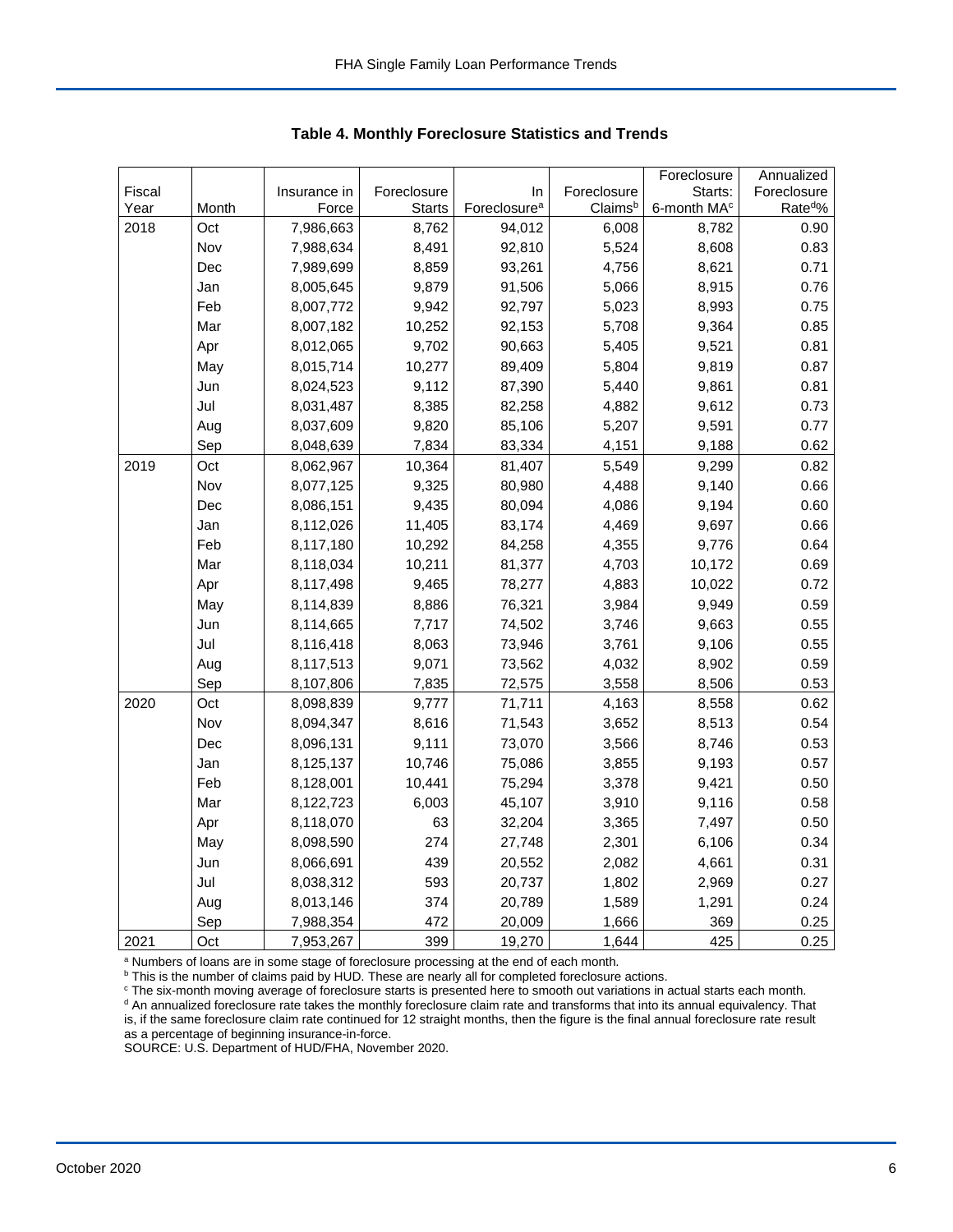**Table 4. Monthly Foreclosure Statistics and Trends**

| Fiscal Year | Month | Insurance in Force | Foreclosure Starts | In Foreclosure[a] | Foreclosure Claims[b] | Foreclosure Starts: 6-month MA[c] | Annualized Foreclosure Rate[d]% |
|---|---|---|---|---|---|---|---|
| 2018 | Oct | 7,986,663 | 8,762 | 94,012 | 6,008 | 8,782 | 0.90 |
| | Nov | 7,988,634 | 8,491 | 92,810 | 5,524 | 8,608 | 0.83 |
| | Dec | 7,989,699 | 8,859 | 93,261 | 4,756 | 8,621 | 0.71 |
| | Jan | 8,005,645 | 9,879 | 91,506 | 5,066 | 8,915 | 0.76 |
| | Feb | 8,007,772 | 9,942 | 92,797 | 5,023 | 8,993 | 0.75 |
| | Mar | 8,007,182 | 10,252 | 92,153 | 5,708 | 9,364 | 0.85 |
| | Apr | 8,012,065 | 9,702 | 90,663 | 5,405 | 9,521 | 0.81 |
| | May | 8,015,714 | 10,277 | 89,409 | 5,804 | 9,819 | 0.87 |
| | Jun | 8,024,523 | 9,112 | 87,390 | 5,440 | 9,861 | 0.81 |
| | Jul | 8,031,487 | 8,385 | 82,258 | 4,882 | 9,612 | 0.73 |
| | Aug | 8,037,609 | 9,820 | 85,106 | 5,207 | 9,591 | 0.77 |
| | Sep | 8,048,639 | 7,834 | 83,334 | 4,151 | 9,188 | 0.62 |
| 2019 | Oct | 8,062,967 | 10,364 | 81,407 | 5,549 | 9,299 | 0.82 |
| | Nov | 8,077,125 | 9,325 | 80,980 | 4,488 | 9,140 | 0.66 |
| | Dec | 8,086,151 | 9,435 | 80,094 | 4,086 | 9,194 | 0.60 |
| | Jan | 8,112,026 | 11,405 | 83,174 | 4,469 | 9,697 | 0.66 |
| | Feb | 8,117,180 | 10,292 | 84,258 | 4,355 | 9,776 | 0.64 |
| | Mar | 8,118,034 | 10,211 | 81,377 | 4,703 | 10,172 | 0.69 |
| | Apr | 8,117,498 | 9,465 | 78,277 | 4,883 | 10,022 | 0.72 |
| | May | 8,114,839 | 8,886 | 76,321 | 3,984 | 9,949 | 0.59 |
| | Jun | 8,114,665 | 7,717 | 74,502 | 3,746 | 9,663 | 0.55 |
| | Jul | 8,116,418 | 8,063 | 73,946 | 3,761 | 9,106 | 0.55 |
| | Aug | 8,117,513 | 9,071 | 73,562 | 4,032 | 8,902 | 0.59 |
| | Sep | 8,107,806 | 7,835 | 72,575 | 3,558 | 8,506 | 0.53 |
| 2020 | Oct | 8,098,839 | 9,777 | 71,711 | 4,163 | 8,558 | 0.62 |
| | Nov | 8,094,347 | 8,616 | 71,543 | 3,652 | 8,513 | 0.54 |
| | Dec | 8,096,131 | 9,111 | 73,070 | 3,566 | 8,746 | 0.53 |
| | Jan | 8,125,137 | 10,746 | 75,086 | 3,855 | 9,193 | 0.57 |
| | Feb | 8,128,001 | 10,441 | 75,294 | 3,378 | 9,421 | 0.50 |
| | Mar | 8,122,723 | 6,003 | 45,107 | 3,910 | 9,116 | 0.58 |
| | Apr | 8,118,070 | 63 | 32,204 | 3,365 | 7,497 | 0.50 |
| | May | 8,098,590 | 274 | 27,748 | 2,301 | 6,106 | 0.34 |
| | Jun | 8,066,691 | 439 | 20,552 | 2,082 | 4,661 | 0.31 |
| | Jul | 8,038,312 | 593 | 20,737 | 1,802 | 2,969 | 0.27 |
| | Aug | 8,013,146 | 374 | 20,789 | 1,589 | 1,291 | 0.24 |
| | Sep | 7,988,354 | 472 | 20,009 | 1,666 | 369 | 0.25 |
| 2021 | Oct | 7,953,267 | 399 | 19,270 | 1,644 | 425 | 0.25 |

[a] Numbers of loans are in some stage of foreclosure processing at the end of each month.
[b] This is the number of claims paid by HUD. These are nearly all for completed foreclosure actions.
[c] The six-month moving average of foreclosure starts is presented here to smooth out variations in actual starts each month.
[d] An annualized foreclosure rate takes the monthly foreclosure claim rate and transforms that into its annual equivalency. That is, if the same foreclosure claim rate continued for 12 straight months, then the figure is the final annual foreclosure rate result as a percentage of beginning insurance-in-force.
SOURCE: U.S. Department of HUD/FHA, November 2020.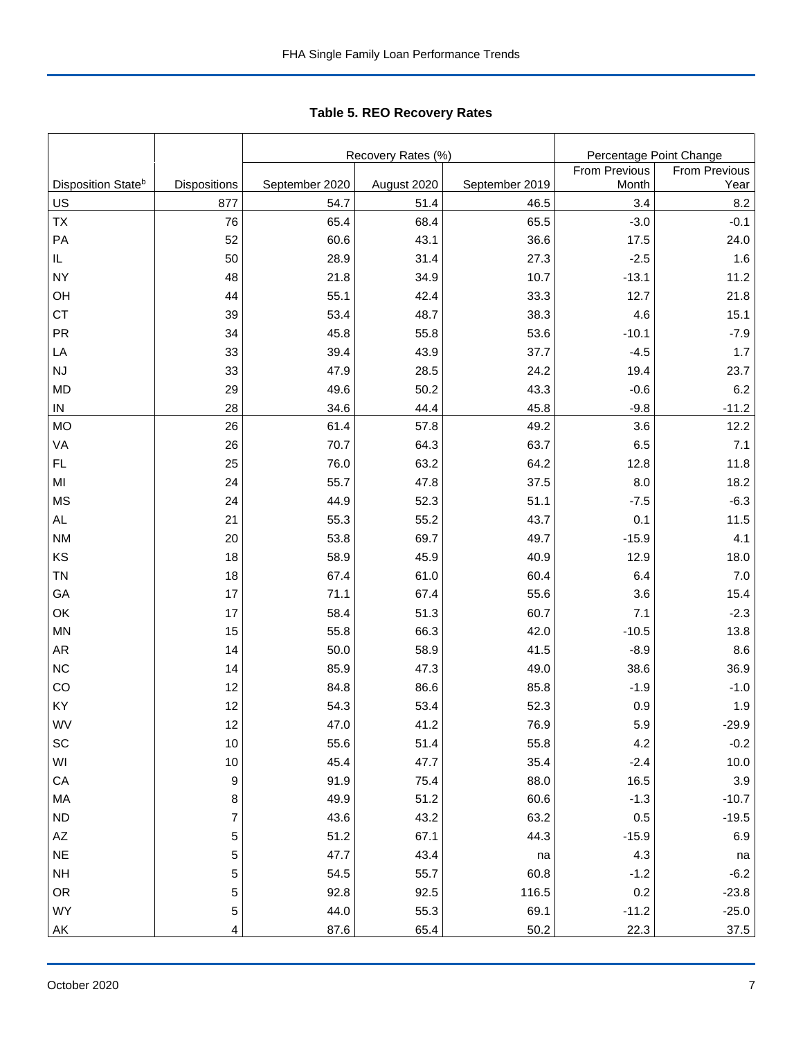**Table 5. REO Recovery Rates**

| | | Recovery Rates (%) | | | Percentage Point Change | |
|---|---|---|---|---|---|---|
| Disposition State[b] | Dispositions | September 2020 | August 2020 | September 2019 | From Previous Month | From Previous Year |
| US | 877 | 54.7 | 51.4 | 46.5 | 3.4 | 8.2 |
| TX | 76 | 65.4 | 68.4 | 65.5 | -3.0 | -0.1 |
| PA | 52 | 60.6 | 43.1 | 36.6 | 17.5 | 24.0 |
| IL | 50 | 28.9 | 31.4 | 27.3 | -2.5 | 1.6 |
| NY | 48 | 21.8 | 34.9 | 10.7 | -13.1 | 11.2 |
| OH | 44 | 55.1 | 42.4 | 33.3 | 12.7 | 21.8 |
| CT | 39 | 53.4 | 48.7 | 38.3 | 4.6 | 15.1 |
| PR | 34 | 45.8 | 55.8 | 53.6 | -10.1 | -7.9 |
| LA | 33 | 39.4 | 43.9 | 37.7 | -4.5 | 1.7 |
| NJ | 33 | 47.9 | 28.5 | 24.2 | 19.4 | 23.7 |
| MD | 29 | 49.6 | 50.2 | 43.3 | -0.6 | 6.2 |
| IN | 28 | 34.6 | 44.4 | 45.8 | -9.8 | -11.2 |
| MO | 26 | 61.4 | 57.8 | 49.2 | 3.6 | 12.2 |
| VA | 26 | 70.7 | 64.3 | 63.7 | 6.5 | 7.1 |
| FL | 25 | 76.0 | 63.2 | 64.2 | 12.8 | 11.8 |
| MI | 24 | 55.7 | 47.8 | 37.5 | 8.0 | 18.2 |
| MS | 24 | 44.9 | 52.3 | 51.1 | -7.5 | -6.3 |
| AL | 21 | 55.3 | 55.2 | 43.7 | 0.1 | 11.5 |
| NM | 20 | 53.8 | 69.7 | 49.7 | -15.9 | 4.1 |
| KS | 18 | 58.9 | 45.9 | 40.9 | 12.9 | 18.0 |
| TN | 18 | 67.4 | 61.0 | 60.4 | 6.4 | 7.0 |
| GA | 17 | 71.1 | 67.4 | 55.6 | 3.6 | 15.4 |
| OK | 17 | 58.4 | 51.3 | 60.7 | 7.1 | -2.3 |
| MN | 15 | 55.8 | 66.3 | 42.0 | -10.5 | 13.8 |
| AR | 14 | 50.0 | 58.9 | 41.5 | -8.9 | 8.6 |
| NC | 14 | 85.9 | 47.3 | 49.0 | 38.6 | 36.9 |
| CO | 12 | 84.8 | 86.6 | 85.8 | -1.9 | -1.0 |
| KY | 12 | 54.3 | 53.4 | 52.3 | 0.9 | 1.9 |
| WV | 12 | 47.0 | 41.2 | 76.9 | 5.9 | -29.9 |
| SC | 10 | 55.6 | 51.4 | 55.8 | 4.2 | -0.2 |
| WI | 10 | 45.4 | 47.7 | 35.4 | -2.4 | 10.0 |
| CA | 9 | 91.9 | 75.4 | 88.0 | 16.5 | 3.9 |
| MA | 8 | 49.9 | 51.2 | 60.6 | -1.3 | -10.7 |
| ND | 7 | 43.6 | 43.2 | 63.2 | 0.5 | -19.5 |
| AZ | 5 | 51.2 | 67.1 | 44.3 | -15.9 | 6.9 |
| NE | 5 | 47.7 | 43.4 | na | 4.3 | na |
| NH | 5 | 54.5 | 55.7 | 60.8 | -1.2 | -6.2 |
| OR | 5 | 92.8 | 92.5 | 116.5 | 0.2 | -23.8 |
| WY | 5 | 44.0 | 55.3 | 69.1 | -11.2 | -25.0 |
| AK | 4 | 87.6 | 65.4 | 50.2 | 22.3 | 37.5 |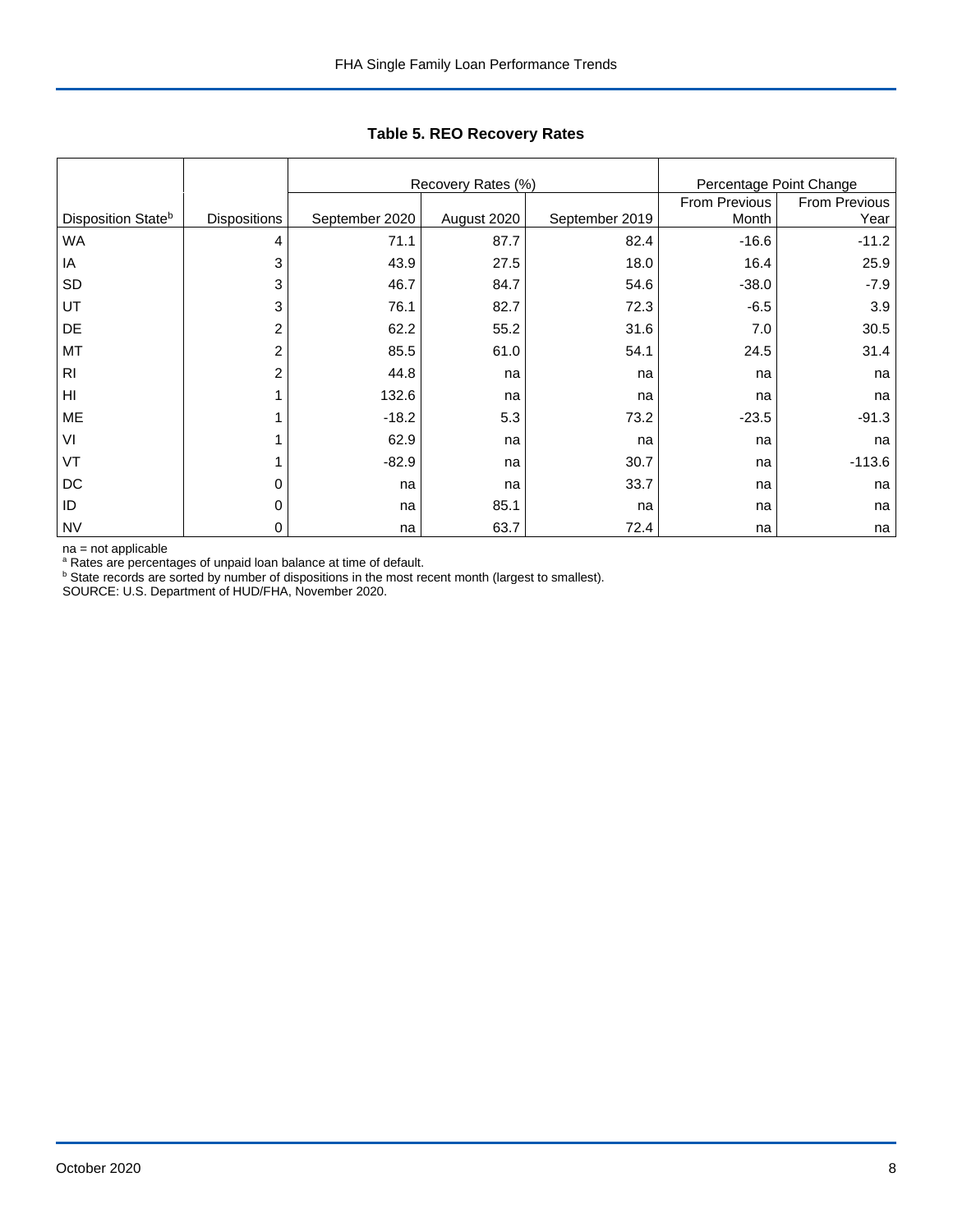## Table 5. REO Recovery Rates

| Disposition State[b] | Dispositions | Recovery Rates (%) | | | Percentage Point Change | |
|---|---|---|---|---|---|---|
| | | September 2020 | August 2020 | September 2019 | From Previous Month | From Previous Year |
| WA | 4 | 71.1 | 87.7 | 82.4 | -16.6 | -11.2 |
| IA | 3 | 43.9 | 27.5 | 18.0 | 16.4 | 25.9 |
| SD | 3 | 46.7 | 84.7 | 54.6 | -38.0 | -7.9 |
| UT | 3 | 76.1 | 82.7 | 72.3 | -6.5 | 3.9 |
| DE | 2 | 62.2 | 55.2 | 31.6 | 7.0 | 30.5 |
| MT | 2 | 85.5 | 61.0 | 54.1 | 24.5 | 31.4 |
| RI | 2 | 44.8 | na | na | na | na |
| HI | 1 | 132.6 | na | na | na | na |
| ME | 1 | -18.2 | 5.3 | 73.2 | -23.5 | -91.3 |
| VI | 1 | 62.9 | na | na | na | na |
| VT | 1 | -82.9 | na | 30.7 | na | -113.6 |
| DC | 0 | na | na | 33.7 | na | na |
| ID | 0 | na | 85.1 | na | na | na |
| NV | 0 | na | 63.7 | 72.4 | na | na |

na = not applicable
[a] Rates are percentages of unpaid loan balance at time of default.
[b] State records are sorted by number of dispositions in the most recent month (largest to smallest).
SOURCE: U.S. Department of HUD/FHA, November 2020.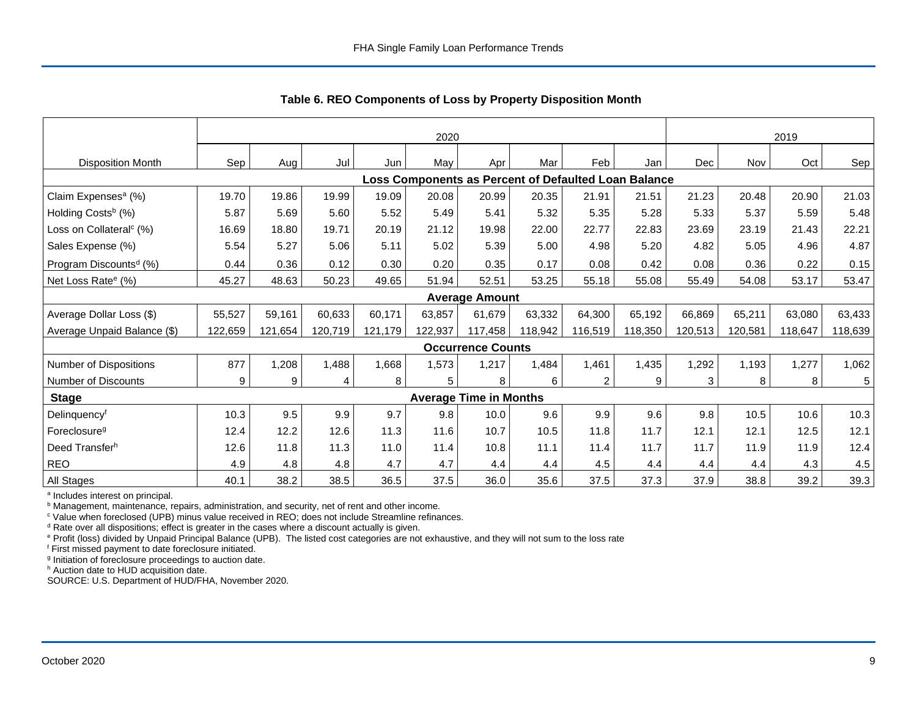### Table 6. REO Components of Loss by Property Disposition Month

| | 2020 | | | | | | | | | 2019 | | | |
|---|---|---|---|---|---|---|---|---|---|---|---|---|---|
| Disposition Month | Sep | Aug | Jul | Jun | May | Apr | Mar | Feb | Jan | Dec | Nov | Oct | Sep |
| **Loss Components as Percent of Defaulted Loan Balance** | | | | | | | | | | | | | |
| Claim Expenses[a] (%) | 19.70 | 19.86 | 19.99 | 19.09 | 20.08 | 20.99 | 20.35 | 21.91 | 21.51 | 21.23 | 20.48 | 20.90 | 21.03 |
| Holding Costs[b] (%) | 5.87 | 5.69 | 5.60 | 5.52 | 5.49 | 5.41 | 5.32 | 5.35 | 5.28 | 5.33 | 5.37 | 5.59 | 5.48 |
| Loss on Collateral[c] (%) | 16.69 | 18.80 | 19.71 | 20.19 | 21.12 | 19.98 | 22.00 | 22.77 | 22.83 | 23.69 | 23.19 | 21.43 | 22.21 |
| Sales Expense (%) | 5.54 | 5.27 | 5.06 | 5.11 | 5.02 | 5.39 | 5.00 | 4.98 | 5.20 | 4.82 | 5.05 | 4.96 | 4.87 |
| Program Discounts[d] (%) | 0.44 | 0.36 | 0.12 | 0.30 | 0.20 | 0.35 | 0.17 | 0.08 | 0.42 | 0.08 | 0.36 | 0.22 | 0.15 |
| Net Loss Rate[e] (%) | 45.27 | 48.63 | 50.23 | 49.65 | 51.94 | 52.51 | 53.25 | 55.18 | 55.08 | 55.49 | 54.08 | 53.17 | 53.47 |
| **Average Amount** | | | | | | | | | | | | | |
| Average Dollar Loss ($) | 55,527 | 59,161 | 60,633 | 60,171 | 63,857 | 61,679 | 63,332 | 64,300 | 65,192 | 66,869 | 65,211 | 63,080 | 63,433 |
| Average Unpaid Balance ($) | 122,659 | 121,654 | 120,719 | 121,179 | 122,937 | 117,458 | 118,942 | 116,519 | 118,350 | 120,513 | 120,581 | 118,647 | 118,639 |
| **Occurrence Counts** | | | | | | | | | | | | | |
| Number of Dispositions | 877 | 1,208 | 1,488 | 1,668 | 1,573 | 1,217 | 1,484 | 1,461 | 1,435 | 1,292 | 1,193 | 1,277 | 1,062 |
| Number of Discounts | 9 | 9 | 4 | 8 | 5 | 8 | 6 | 2 | 9 | 3 | 8 | 8 | 5 |
| **Stage** | **Average Time in Months** | | | | | | | | | | | | |
| Delinquency[f] | 10.3 | 9.5 | 9.9 | 9.7 | 9.8 | 10.0 | 9.6 | 9.9 | 9.6 | 9.8 | 10.5 | 10.6 | 10.3 |
| Foreclosure[g] | 12.4 | 12.2 | 12.6 | 11.3 | 11.6 | 10.7 | 10.5 | 11.8 | 11.7 | 12.1 | 12.1 | 12.5 | 12.1 |
| Deed Transfer[h] | 12.6 | 11.8 | 11.3 | 11.0 | 11.4 | 10.8 | 11.1 | 11.4 | 11.7 | 11.7 | 11.9 | 11.9 | 12.4 |
| REO | 4.9 | 4.8 | 4.8 | 4.7 | 4.7 | 4.4 | 4.4 | 4.5 | 4.4 | 4.4 | 4.4 | 4.3 | 4.5 |
| All Stages | 40.1 | 38.2 | 38.5 | 36.5 | 37.5 | 36.0 | 35.6 | 37.5 | 37.3 | 37.9 | 38.8 | 39.2 | 39.3 |

[a] Includes interest on principal.
[b] Management, maintenance, repairs, administration, and security, net of rent and other income.
[c] Value when foreclosed (UPB) minus value received in REO; does not include Streamline refinances.
[d] Rate over all dispositions; effect is greater in the cases where a discount actually is given.
[e] Profit (loss) divided by Unpaid Principal Balance (UPB). The listed cost categories are not exhaustive, and they will not sum to the loss rate
[f] First missed payment to date foreclosure initiated.
[g] Initiation of foreclosure proceedings to auction date.
[h] Auction date to HUD acquisition date.
SOURCE: U.S. Department of HUD/FHA, November 2020.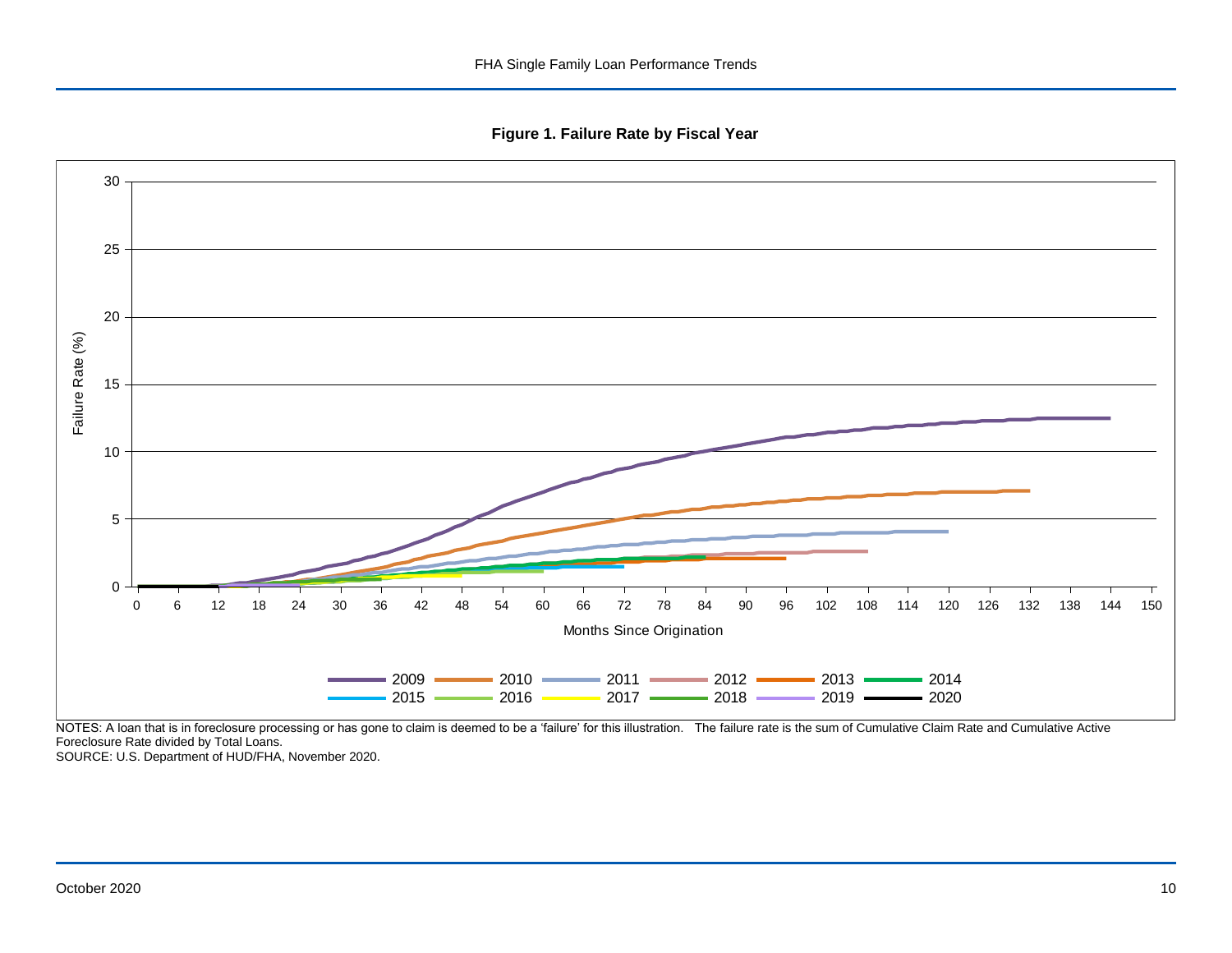**Figure 1. Failure Rate by Fiscal Year**

Failure Rate (%)

30
25
20
15
10
5
0

0 6 12 18 24 30 36 42 48 54 60 66 72 78 84 90 96 102 108 114 120 126 132 138 144 150

Months Since Origination

2009 2010 2011 2012 2013 2014
2015 2016 2017 2018 2019 2020

NOTES: A loan that is in foreclosure processing or has gone to claim is deemed to be a 'failure' for this illustration. The failure rate is the sum of Cumulative Claim Rate and Cumulative Active Foreclosure Rate divided by Total Loans.

SOURCE: U.S. Department of HUD/FHA, November 2020.